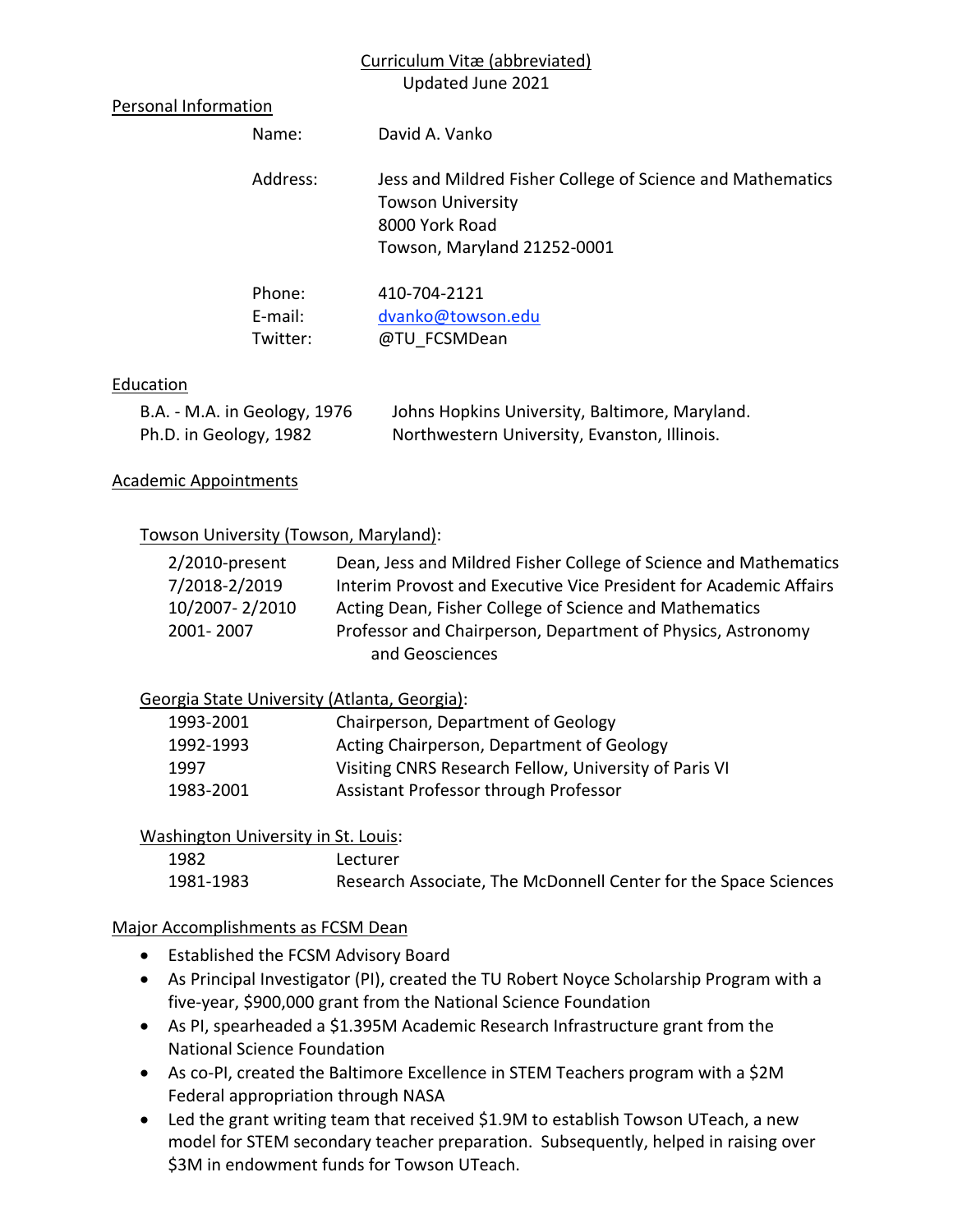# Curriculum Vitæ (abbreviated)

Updated June 2021

## Personal Information

| | |
|---|---|
| Name: | David A. Vanko |
| Address: | Jess and Mildred Fisher College of Science and Mathematics<br>Towson University<br>8000 York Road<br>Towson, Maryland 21252-0001 |
| Phone: | 410-704-2121 |
| E-mail: | dvanko@towson.edu |
| Twitter: | @TU_FCSMDean |

## Education

| | |
|---|---|
| B.A. - M.A. in Geology, 1976 | Johns Hopkins University, Baltimore, Maryland. |
| Ph.D. in Geology, 1982 | Northwestern University, Evanston, Illinois. |

## Academic Appointments

### Towson University (Towson, Maryland):

| | |
|---|---|
| 2/2010-present | Dean, Jess and Mildred Fisher College of Science and Mathematics |
| 7/2018-2/2019 | Interim Provost and Executive Vice President for Academic Affairs |
| 10/2007- 2/2010 | Acting Dean, Fisher College of Science and Mathematics |
| 2001- 2007 | Professor and Chairperson, Department of Physics, Astronomy and Geosciences |

### Georgia State University (Atlanta, Georgia):

| | |
|---|---|
| 1993-2001 | Chairperson, Department of Geology |
| 1992-1993 | Acting Chairperson, Department of Geology |
| 1997 | Visiting CNRS Research Fellow, University of Paris VI |
| 1983-2001 | Assistant Professor through Professor |

### Washington University in St. Louis:

| | |
|---|---|
| 1982 | Lecturer |
| 1981-1983 | Research Associate, The McDonnell Center for the Space Sciences |

## Major Accomplishments as FCSM Dean

- Established the FCSM Advisory Board
- As Principal Investigator (PI), created the TU Robert Noyce Scholarship Program with a five-year, $900,000 grant from the National Science Foundation
- As PI, spearheaded a $1.395M Academic Research Infrastructure grant from the National Science Foundation
- As co-PI, created the Baltimore Excellence in STEM Teachers program with a $2M Federal appropriation through NASA
- Led the grant writing team that received $1.9M to establish Towson UTeach, a new model for STEM secondary teacher preparation. Subsequently, helped in raising over $3M in endowment funds for Towson UTeach.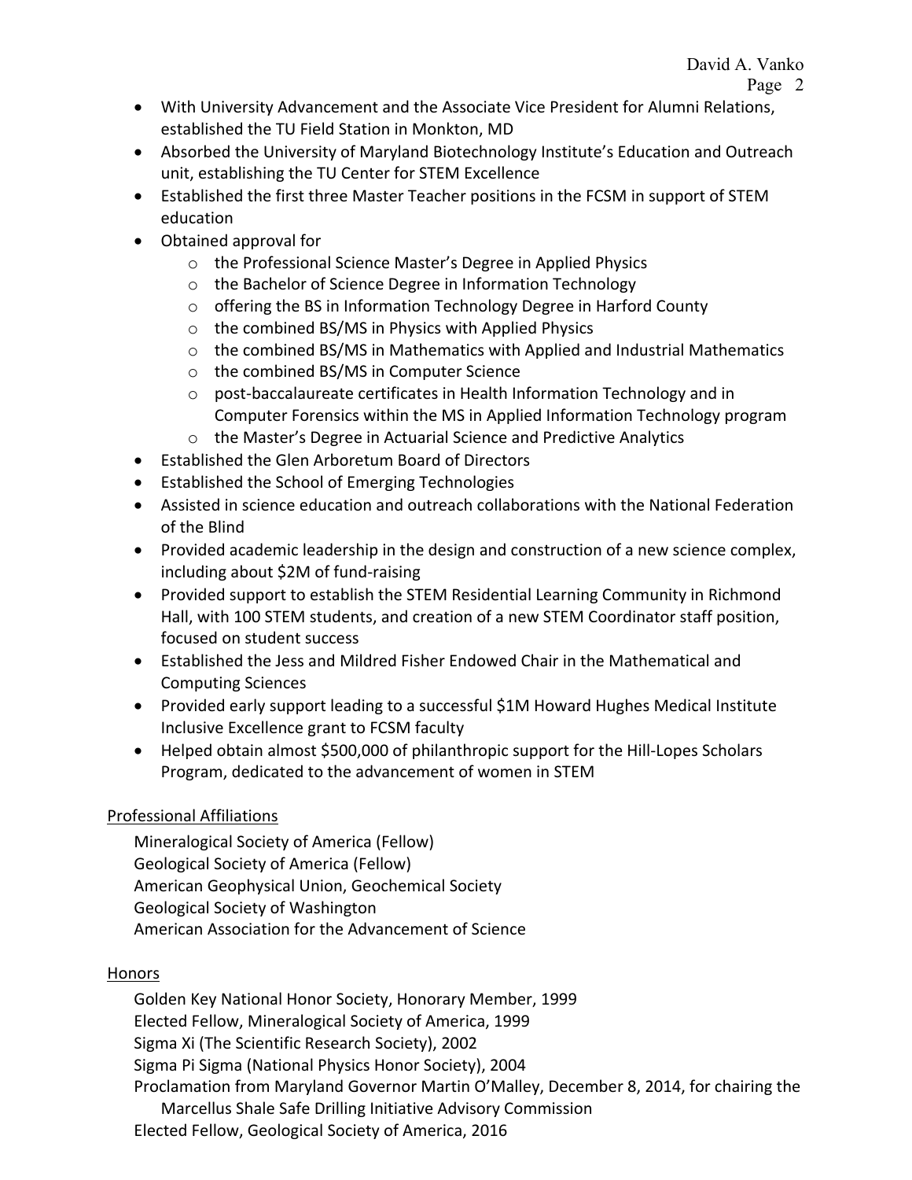- With University Advancement and the Associate Vice President for Alumni Relations, established the TU Field Station in Monkton, MD
- Absorbed the University of Maryland Biotechnology Institute's Education and Outreach unit, establishing the TU Center for STEM Excellence
- Established the first three Master Teacher positions in the FCSM in support of STEM education
- Obtained approval for
    - the Professional Science Master's Degree in Applied Physics
    - the Bachelor of Science Degree in Information Technology
    - offering the BS in Information Technology Degree in Harford County
    - the combined BS/MS in Physics with Applied Physics
    - the combined BS/MS in Mathematics with Applied and Industrial Mathematics
    - the combined BS/MS in Computer Science
    - post-baccalaureate certificates in Health Information Technology and in Computer Forensics within the MS in Applied Information Technology program
    - the Master's Degree in Actuarial Science and Predictive Analytics
- Established the Glen Arboretum Board of Directors
- Established the School of Emerging Technologies
- Assisted in science education and outreach collaborations with the National Federation of the Blind
- Provided academic leadership in the design and construction of a new science complex, including about $2M of fund-raising
- Provided support to establish the STEM Residential Learning Community in Richmond Hall, with 100 STEM students, and creation of a new STEM Coordinator staff position, focused on student success
- Established the Jess and Mildred Fisher Endowed Chair in the Mathematical and Computing Sciences
- Provided early support leading to a successful $1M Howard Hughes Medical Institute Inclusive Excellence grant to FCSM faculty
- Helped obtain almost $500,000 of philanthropic support for the Hill-Lopes Scholars Program, dedicated to the advancement of women in STEM

## Professional Affiliations

Mineralogical Society of America (Fellow)
Geological Society of America (Fellow)
American Geophysical Union, Geochemical Society
Geological Society of Washington
American Association for the Advancement of Science

## Honors

Golden Key National Honor Society, Honorary Member, 1999
Elected Fellow, Mineralogical Society of America, 1999
Sigma Xi (The Scientific Research Society), 2002
Sigma Pi Sigma (National Physics Honor Society), 2004
Proclamation from Maryland Governor Martin O'Malley, December 8, 2014, for chairing the Marcellus Shale Safe Drilling Initiative Advisory Commission
Elected Fellow, Geological Society of America, 2016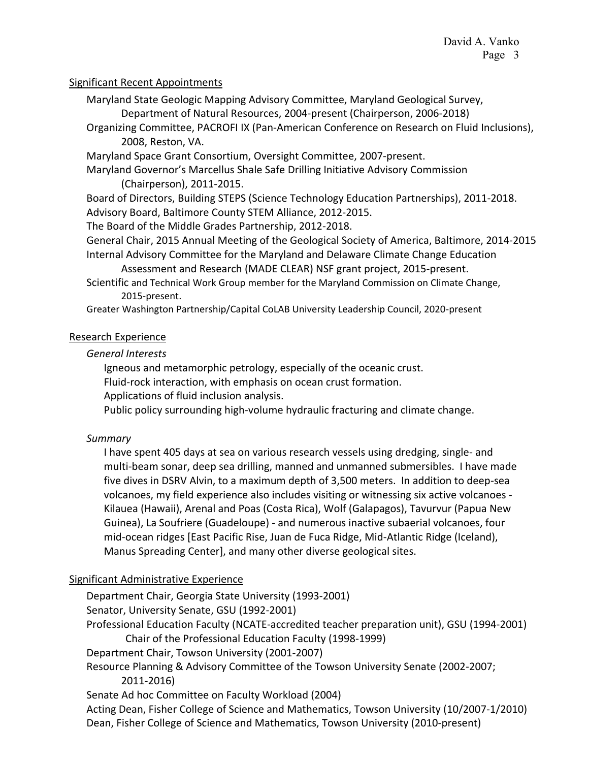## Significant Recent Appointments

Maryland State Geologic Mapping Advisory Committee, Maryland Geological Survey, Department of Natural Resources, 2004-present (Chairperson, 2006-2018)

Organizing Committee, PACROFI IX (Pan-American Conference on Research on Fluid Inclusions), 2008, Reston, VA.

Maryland Space Grant Consortium, Oversight Committee, 2007-present.

Maryland Governor's Marcellus Shale Safe Drilling Initiative Advisory Commission (Chairperson), 2011-2015.

Board of Directors, Building STEPS (Science Technology Education Partnerships), 2011-2018.

Advisory Board, Baltimore County STEM Alliance, 2012-2015.

The Board of the Middle Grades Partnership, 2012-2018.

General Chair, 2015 Annual Meeting of the Geological Society of America, Baltimore, 2014-2015

Internal Advisory Committee for the Maryland and Delaware Climate Change Education Assessment and Research (MADE CLEAR) NSF grant project, 2015-present.

Scientific and Technical Work Group member for the Maryland Commission on Climate Change, 2015-present.

Greater Washington Partnership/Capital CoLAB University Leadership Council, 2020-present

## Research Experience

*General Interests*

Igneous and metamorphic petrology, especially of the oceanic crust.
Fluid-rock interaction, with emphasis on ocean crust formation.
Applications of fluid inclusion analysis.
Public policy surrounding high-volume hydraulic fracturing and climate change.

*Summary*

I have spent 405 days at sea on various research vessels using dredging, single- and multi-beam sonar, deep sea drilling, manned and unmanned submersibles. I have made five dives in DSRV Alvin, to a maximum depth of 3,500 meters. In addition to deep-sea volcanoes, my field experience also includes visiting or witnessing six active volcanoes - Kilauea (Hawaii), Arenal and Poas (Costa Rica), Wolf (Galapagos), Tavurvur (Papua New Guinea), La Soufriere (Guadeloupe) - and numerous inactive subaerial volcanoes, four mid-ocean ridges [East Pacific Rise, Juan de Fuca Ridge, Mid-Atlantic Ridge (Iceland), Manus Spreading Center], and many other diverse geological sites.

## Significant Administrative Experience

Department Chair, Georgia State University (1993-2001)

Senator, University Senate, GSU (1992-2001)

Professional Education Faculty (NCATE-accredited teacher preparation unit), GSU (1994-2001)
    Chair of the Professional Education Faculty (1998-1999)

Department Chair, Towson University (2001-2007)

Resource Planning & Advisory Committee of the Towson University Senate (2002-2007; 2011-2016)

Senate Ad hoc Committee on Faculty Workload (2004)

Acting Dean, Fisher College of Science and Mathematics, Towson University (10/2007-1/2010)

Dean, Fisher College of Science and Mathematics, Towson University (2010-present)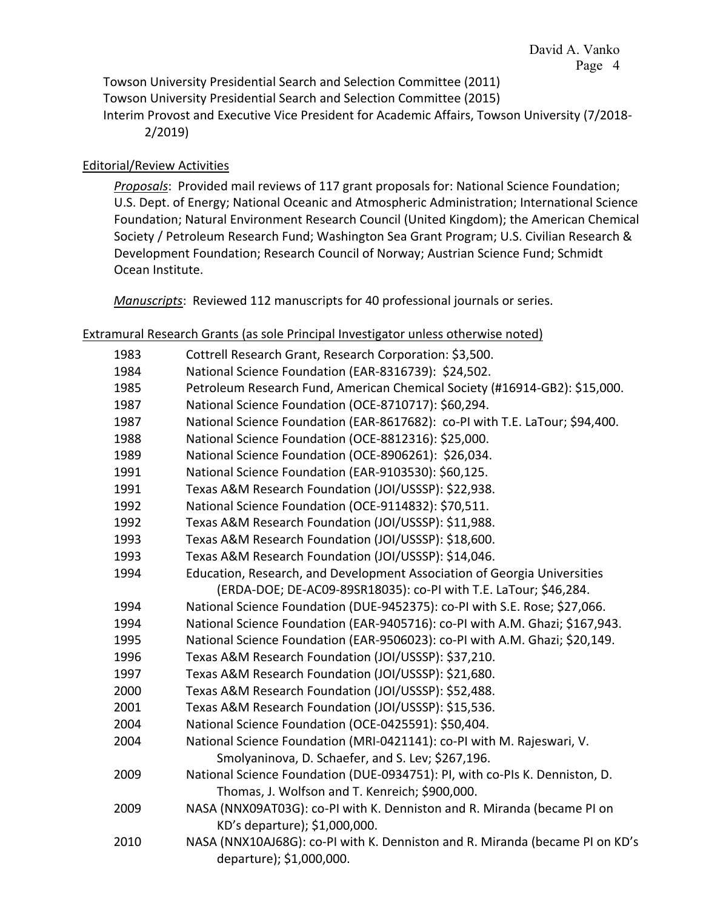Towson University Presidential Search and Selection Committee (2011)
Towson University Presidential Search and Selection Committee (2015)
Interim Provost and Executive Vice President for Academic Affairs, Towson University (7/2018-2/2019)

Editorial/Review Activities

*Proposals*: Provided mail reviews of 117 grant proposals for: National Science Foundation; U.S. Dept. of Energy; National Oceanic and Atmospheric Administration; International Science Foundation; Natural Environment Research Council (United Kingdom); the American Chemical Society / Petroleum Research Fund; Washington Sea Grant Program; U.S. Civilian Research & Development Foundation; Research Council of Norway; Austrian Science Fund; Schmidt Ocean Institute.

*Manuscripts*: Reviewed 112 manuscripts for 40 professional journals or series.

Extramural Research Grants (as sole Principal Investigator unless otherwise noted)

| | |
|---|---|
| 1983 | Cottrell Research Grant, Research Corporation: $3,500. |
| 1984 | National Science Foundation (EAR-8316739): $24,502. |
| 1985 | Petroleum Research Fund, American Chemical Society (#16914-GB2): $15,000. |
| 1987 | National Science Foundation (OCE-8710717): $60,294. |
| 1987 | National Science Foundation (EAR-8617682): co-PI with T.E. LaTour; $94,400. |
| 1988 | National Science Foundation (OCE-8812316): $25,000. |
| 1989 | National Science Foundation (OCE-8906261): $26,034. |
| 1991 | National Science Foundation (EAR-9103530): $60,125. |
| 1991 | Texas A&M Research Foundation (JOI/USSSP): $22,938. |
| 1992 | National Science Foundation (OCE-9114832): $70,511. |
| 1992 | Texas A&M Research Foundation (JOI/USSSP): $11,988. |
| 1993 | Texas A&M Research Foundation (JOI/USSSP): $18,600. |
| 1993 | Texas A&M Research Foundation (JOI/USSSP): $14,046. |
| 1994 | Education, Research, and Development Association of Georgia Universities (ERDA-DOE; DE-AC09-89SR18035): co-PI with T.E. LaTour; $46,284. |
| 1994 | National Science Foundation (DUE-9452375): co-PI with S.E. Rose; $27,066. |
| 1994 | National Science Foundation (EAR-9405716): co-PI with A.M. Ghazi; $167,943. |
| 1995 | National Science Foundation (EAR-9506023): co-PI with A.M. Ghazi; $20,149. |
| 1996 | Texas A&M Research Foundation (JOI/USSSP): $37,210. |
| 1997 | Texas A&M Research Foundation (JOI/USSSP): $21,680. |
| 2000 | Texas A&M Research Foundation (JOI/USSSP): $52,488. |
| 2001 | Texas A&M Research Foundation (JOI/USSSP): $15,536. |
| 2004 | National Science Foundation (OCE-0425591): $50,404. |
| 2004 | National Science Foundation (MRI-0421141): co-PI with M. Rajeswari, V. Smolyaninova, D. Schaefer, and S. Lev; $267,196. |
| 2009 | National Science Foundation (DUE-0934751): PI, with co-PIs K. Denniston, D. Thomas, J. Wolfson and T. Kenreich; $900,000. |
| 2009 | NASA (NNX09AT03G): co-PI with K. Denniston and R. Miranda (became PI on KD's departure); $1,000,000. |
| 2010 | NASA (NNX10AJ68G): co-PI with K. Denniston and R. Miranda (became PI on KD's departure); $1,000,000. |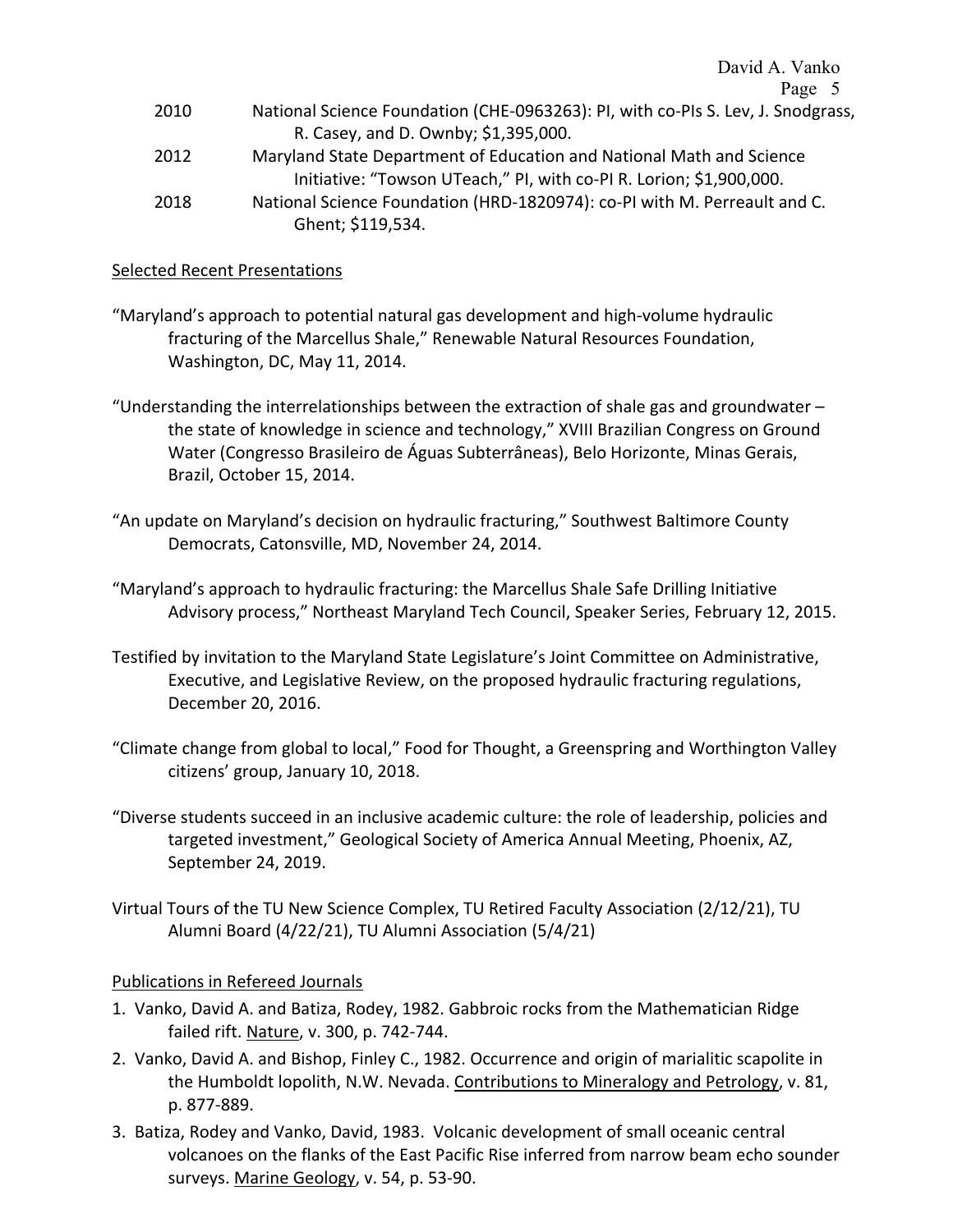| | |
|---|---|
| 2010 | National Science Foundation (CHE-0963263): PI, with co-PIs S. Lev, J. Snodgrass, R. Casey, and D. Ownby; $1,395,000. |
| 2012 | Maryland State Department of Education and National Math and Science Initiative: "Towson UTeach," PI, with co-PI R. Lorion; $1,900,000. |
| 2018 | National Science Foundation (HRD-1820974): co-PI with M. Perreault and C. Ghent; $119,534. |

Selected Recent Presentations

"Maryland's approach to potential natural gas development and high-volume hydraulic fracturing of the Marcellus Shale," Renewable Natural Resources Foundation, Washington, DC, May 11, 2014.

"Understanding the interrelationships between the extraction of shale gas and groundwater – the state of knowledge in science and technology," XVIII Brazilian Congress on Ground Water (Congresso Brasileiro de Águas Subterrâneas), Belo Horizonte, Minas Gerais, Brazil, October 15, 2014.

"An update on Maryland's decision on hydraulic fracturing," Southwest Baltimore County Democrats, Catonsville, MD, November 24, 2014.

"Maryland's approach to hydraulic fracturing: the Marcellus Shale Safe Drilling Initiative Advisory process," Northeast Maryland Tech Council, Speaker Series, February 12, 2015.

Testified by invitation to the Maryland State Legislature's Joint Committee on Administrative, Executive, and Legislative Review, on the proposed hydraulic fracturing regulations, December 20, 2016.

"Climate change from global to local," Food for Thought, a Greenspring and Worthington Valley citizens' group, January 10, 2018.

"Diverse students succeed in an inclusive academic culture: the role of leadership, policies and targeted investment," Geological Society of America Annual Meeting, Phoenix, AZ, September 24, 2019.

Virtual Tours of the TU New Science Complex, TU Retired Faculty Association (2/12/21), TU Alumni Board (4/22/21), TU Alumni Association (5/4/21)

Publications in Refereed Journals

1. Vanko, David A. and Batiza, Rodey, 1982. Gabbroic rocks from the Mathematician Ridge failed rift. Nature, v. 300, p. 742-744.
2. Vanko, David A. and Bishop, Finley C., 1982. Occurrence and origin of marialitic scapolite in the Humboldt lopolith, N.W. Nevada. Contributions to Mineralogy and Petrology, v. 81, p. 877-889.
3. Batiza, Rodey and Vanko, David, 1983. Volcanic development of small oceanic central volcanoes on the flanks of the East Pacific Rise inferred from narrow beam echo sounder surveys. Marine Geology, v. 54, p. 53-90.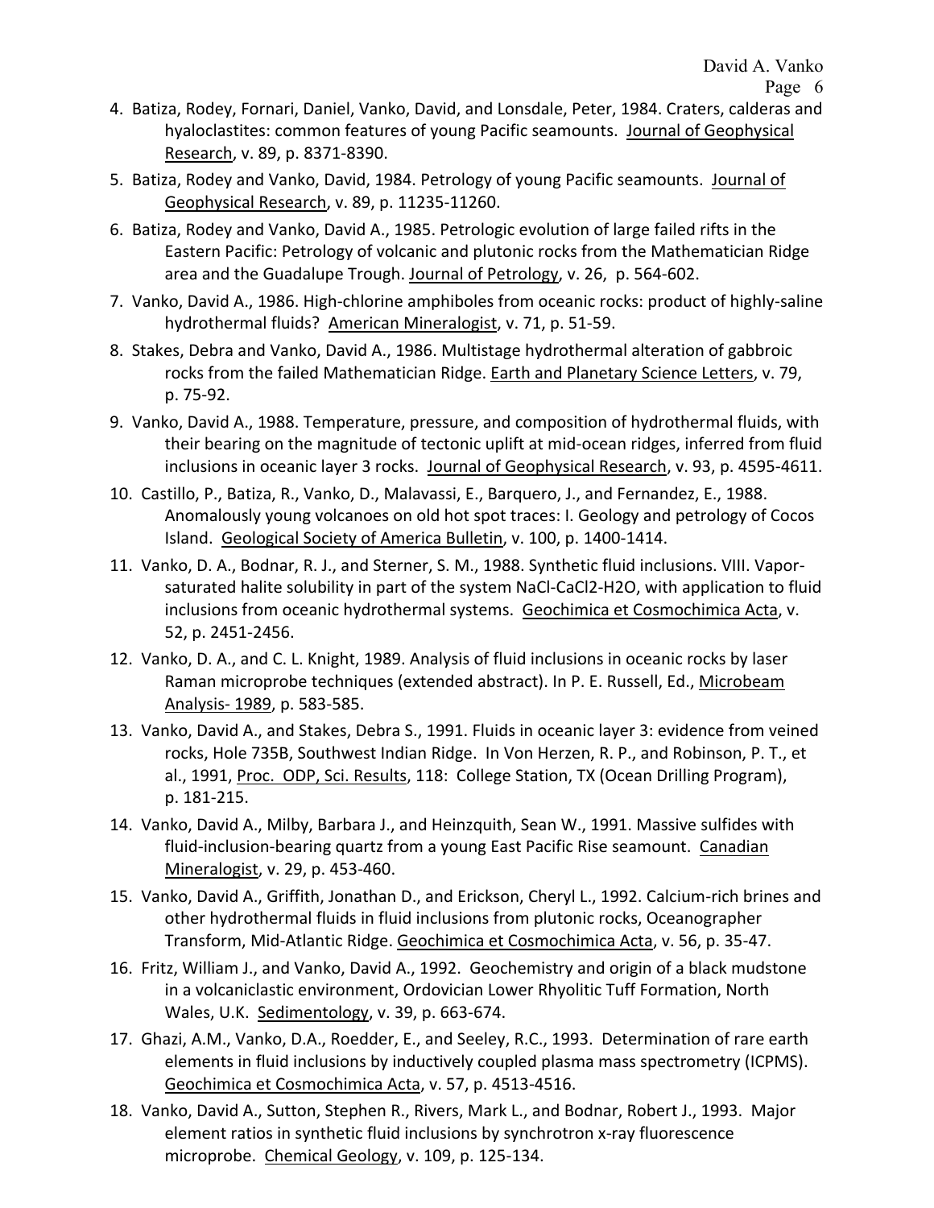4. Batiza, Rodey, Fornari, Daniel, Vanko, David, and Lonsdale, Peter, 1984. Craters, calderas and hyaloclastites: common features of young Pacific seamounts. Journal of Geophysical Research, v. 89, p. 8371-8390.
5. Batiza, Rodey and Vanko, David, 1984. Petrology of young Pacific seamounts. Journal of Geophysical Research, v. 89, p. 11235-11260.
6. Batiza, Rodey and Vanko, David A., 1985. Petrologic evolution of large failed rifts in the Eastern Pacific: Petrology of volcanic and plutonic rocks from the Mathematician Ridge area and the Guadalupe Trough. Journal of Petrology, v. 26, p. 564-602.
7. Vanko, David A., 1986. High-chlorine amphiboles from oceanic rocks: product of highly-saline hydrothermal fluids? American Mineralogist, v. 71, p. 51-59.
8. Stakes, Debra and Vanko, David A., 1986. Multistage hydrothermal alteration of gabbroic rocks from the failed Mathematician Ridge. Earth and Planetary Science Letters, v. 79, p. 75-92.
9. Vanko, David A., 1988. Temperature, pressure, and composition of hydrothermal fluids, with their bearing on the magnitude of tectonic uplift at mid-ocean ridges, inferred from fluid inclusions in oceanic layer 3 rocks. Journal of Geophysical Research, v. 93, p. 4595-4611.
10. Castillo, P., Batiza, R., Vanko, D., Malavassi, E., Barquero, J., and Fernandez, E., 1988. Anomalously young volcanoes on old hot spot traces: I. Geology and petrology of Cocos Island. Geological Society of America Bulletin, v. 100, p. 1400-1414.
11. Vanko, D. A., Bodnar, R. J., and Sterner, S. M., 1988. Synthetic fluid inclusions. VIII. Vapor-saturated halite solubility in part of the system $NaCl$-$CaCl_2$-$H_2O$, with application to fluid inclusions from oceanic hydrothermal systems. Geochimica et Cosmochimica Acta, v. 52, p. 2451-2456.
12. Vanko, D. A., and C. L. Knight, 1989. Analysis of fluid inclusions in oceanic rocks by laser Raman microprobe techniques (extended abstract). In P. E. Russell, Ed., Microbeam Analysis- 1989, p. 583-585.
13. Vanko, David A., and Stakes, Debra S., 1991. Fluids in oceanic layer 3: evidence from veined rocks, Hole 735B, Southwest Indian Ridge. In Von Herzen, R. P., and Robinson, P. T., et al., 1991, Proc. ODP, Sci. Results, 118: College Station, TX (Ocean Drilling Program), p. 181-215.
14. Vanko, David A., Milby, Barbara J., and Heinzquith, Sean W., 1991. Massive sulfides with fluid-inclusion-bearing quartz from a young East Pacific Rise seamount. Canadian Mineralogist, v. 29, p. 453-460.
15. Vanko, David A., Griffith, Jonathan D., and Erickson, Cheryl L., 1992. Calcium-rich brines and other hydrothermal fluids in fluid inclusions from plutonic rocks, Oceanographer Transform, Mid-Atlantic Ridge. Geochimica et Cosmochimica Acta, v. 56, p. 35-47.
16. Fritz, William J., and Vanko, David A., 1992. Geochemistry and origin of a black mudstone in a volcaniclastic environment, Ordovician Lower Rhyolitic Tuff Formation, North Wales, U.K. Sedimentology, v. 39, p. 663-674.
17. Ghazi, A.M., Vanko, D.A., Roedder, E., and Seeley, R.C., 1993. Determination of rare earth elements in fluid inclusions by inductively coupled plasma mass spectrometry (ICPMS). Geochimica et Cosmochimica Acta, v. 57, p. 4513-4516.
18. Vanko, David A., Sutton, Stephen R., Rivers, Mark L., and Bodnar, Robert J., 1993. Major element ratios in synthetic fluid inclusions by synchrotron x-ray fluorescence microprobe. Chemical Geology, v. 109, p. 125-134.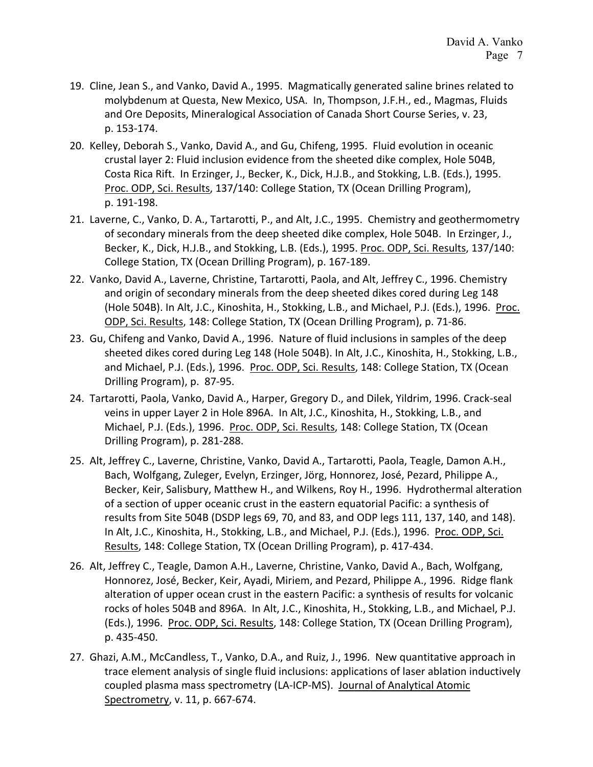19. Cline, Jean S., and Vanko, David A., 1995. Magmatically generated saline brines related to molybdenum at Questa, New Mexico, USA. In, Thompson, J.F.H., ed., Magmas, Fluids and Ore Deposits, Mineralogical Association of Canada Short Course Series, v. 23, p. 153-174.

20. Kelley, Deborah S., Vanko, David A., and Gu, Chifeng, 1995. Fluid evolution in oceanic crustal layer 2: Fluid inclusion evidence from the sheeted dike complex, Hole 504B, Costa Rica Rift. In Erzinger, J., Becker, K., Dick, H.J.B., and Stokking, L.B. (Eds.), 1995. Proc. ODP, Sci. Results, 137/140: College Station, TX (Ocean Drilling Program), p. 191-198.

21. Laverne, C., Vanko, D. A., Tartarotti, P., and Alt, J.C., 1995. Chemistry and geothermometry of secondary minerals from the deep sheeted dike complex, Hole 504B. In Erzinger, J., Becker, K., Dick, H.J.B., and Stokking, L.B. (Eds.), 1995. Proc. ODP, Sci. Results, 137/140: College Station, TX (Ocean Drilling Program), p. 167-189.

22. Vanko, David A., Laverne, Christine, Tartarotti, Paola, and Alt, Jeffrey C., 1996. Chemistry and origin of secondary minerals from the deep sheeted dikes cored during Leg 148 (Hole 504B). In Alt, J.C., Kinoshita, H., Stokking, L.B., and Michael, P.J. (Eds.), 1996. Proc. ODP, Sci. Results, 148: College Station, TX (Ocean Drilling Program), p. 71-86.

23. Gu, Chifeng and Vanko, David A., 1996. Nature of fluid inclusions in samples of the deep sheeted dikes cored during Leg 148 (Hole 504B). In Alt, J.C., Kinoshita, H., Stokking, L.B., and Michael, P.J. (Eds.), 1996. Proc. ODP, Sci. Results, 148: College Station, TX (Ocean Drilling Program), p. 87-95.

24. Tartarotti, Paola, Vanko, David A., Harper, Gregory D., and Dilek, Yildrim, 1996. Crack-seal veins in upper Layer 2 in Hole 896A. In Alt, J.C., Kinoshita, H., Stokking, L.B., and Michael, P.J. (Eds.), 1996. Proc. ODP, Sci. Results, 148: College Station, TX (Ocean Drilling Program), p. 281-288.

25. Alt, Jeffrey C., Laverne, Christine, Vanko, David A., Tartarotti, Paola, Teagle, Damon A.H., Bach, Wolfgang, Zuleger, Evelyn, Erzinger, Jörg, Honnorez, José, Pezard, Philippe A., Becker, Keir, Salisbury, Matthew H., and Wilkens, Roy H., 1996. Hydrothermal alteration of a section of upper oceanic crust in the eastern equatorial Pacific: a synthesis of results from Site 504B (DSDP legs 69, 70, and 83, and ODP legs 111, 137, 140, and 148). In Alt, J.C., Kinoshita, H., Stokking, L.B., and Michael, P.J. (Eds.), 1996. Proc. ODP, Sci. Results, 148: College Station, TX (Ocean Drilling Program), p. 417-434.

26. Alt, Jeffrey C., Teagle, Damon A.H., Laverne, Christine, Vanko, David A., Bach, Wolfgang, Honnorez, José, Becker, Keir, Ayadi, Miriem, and Pezard, Philippe A., 1996. Ridge flank alteration of upper ocean crust in the eastern Pacific: a synthesis of results for volcanic rocks of holes 504B and 896A. In Alt, J.C., Kinoshita, H., Stokking, L.B., and Michael, P.J. (Eds.), 1996. Proc. ODP, Sci. Results, 148: College Station, TX (Ocean Drilling Program), p. 435-450.

27. Ghazi, A.M., McCandless, T., Vanko, D.A., and Ruiz, J., 1996. New quantitative approach in trace element analysis of single fluid inclusions: applications of laser ablation inductively coupled plasma mass spectrometry (LA-ICP-MS). Journal of Analytical Atomic Spectrometry, v. 11, p. 667-674.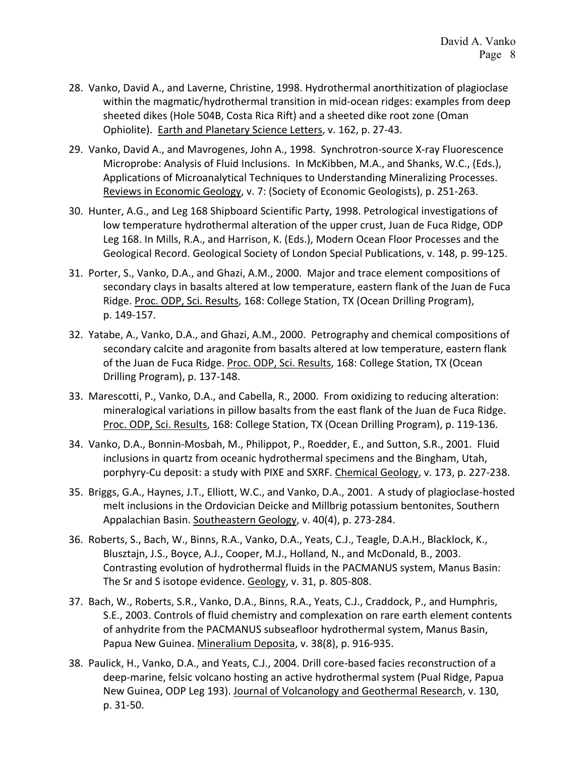28. Vanko, David A., and Laverne, Christine, 1998. Hydrothermal anorthitization of plagioclase within the magmatic/hydrothermal transition in mid-ocean ridges: examples from deep sheeted dikes (Hole 504B, Costa Rica Rift) and a sheeted dike root zone (Oman Ophiolite). Earth and Planetary Science Letters, v. 162, p. 27-43.

29. Vanko, David A., and Mavrogenes, John A., 1998. Synchrotron-source X-ray Fluorescence Microprobe: Analysis of Fluid Inclusions. In McKibben, M.A., and Shanks, W.C., (Eds.), Applications of Microanalytical Techniques to Understanding Mineralizing Processes. Reviews in Economic Geology, v. 7: (Society of Economic Geologists), p. 251-263.

30. Hunter, A.G., and Leg 168 Shipboard Scientific Party, 1998. Petrological investigations of low temperature hydrothermal alteration of the upper crust, Juan de Fuca Ridge, ODP Leg 168. In Mills, R.A., and Harrison, K. (Eds.), Modern Ocean Floor Processes and the Geological Record. Geological Society of London Special Publications, v. 148, p. 99-125.

31. Porter, S., Vanko, D.A., and Ghazi, A.M., 2000. Major and trace element compositions of secondary clays in basalts altered at low temperature, eastern flank of the Juan de Fuca Ridge. Proc. ODP, Sci. Results, 168: College Station, TX (Ocean Drilling Program), p. 149-157.

32. Yatabe, A., Vanko, D.A., and Ghazi, A.M., 2000. Petrography and chemical compositions of secondary calcite and aragonite from basalts altered at low temperature, eastern flank of the Juan de Fuca Ridge. Proc. ODP, Sci. Results, 168: College Station, TX (Ocean Drilling Program), p. 137-148.

33. Marescotti, P., Vanko, D.A., and Cabella, R., 2000. From oxidizing to reducing alteration: mineralogical variations in pillow basalts from the east flank of the Juan de Fuca Ridge. Proc. ODP, Sci. Results, 168: College Station, TX (Ocean Drilling Program), p. 119-136.

34. Vanko, D.A., Bonnin-Mosbah, M., Philippot, P., Roedder, E., and Sutton, S.R., 2001. Fluid inclusions in quartz from oceanic hydrothermal specimens and the Bingham, Utah, porphyry-Cu deposit: a study with PIXE and SXRF. Chemical Geology, v. 173, p. 227-238.

35. Briggs, G.A., Haynes, J.T., Elliott, W.C., and Vanko, D.A., 2001. A study of plagioclase-hosted melt inclusions in the Ordovician Deicke and Millbrig potassium bentonites, Southern Appalachian Basin. Southeastern Geology, v. 40(4), p. 273-284.

36. Roberts, S., Bach, W., Binns, R.A., Vanko, D.A., Yeats, C.J., Teagle, D.A.H., Blacklock, K., Blusztajn, J.S., Boyce, A.J., Cooper, M.J., Holland, N., and McDonald, B., 2003. Contrasting evolution of hydrothermal fluids in the PACMANUS system, Manus Basin: The Sr and S isotope evidence. Geology, v. 31, p. 805-808.

37. Bach, W., Roberts, S.R., Vanko, D.A., Binns, R.A., Yeats, C.J., Craddock, P., and Humphris, S.E., 2003. Controls of fluid chemistry and complexation on rare earth element contents of anhydrite from the PACMANUS subseafloor hydrothermal system, Manus Basin, Papua New Guinea. Mineralium Deposita, v. 38(8), p. 916-935.

38. Paulick, H., Vanko, D.A., and Yeats, C.J., 2004. Drill core-based facies reconstruction of a deep-marine, felsic volcano hosting an active hydrothermal system (Pual Ridge, Papua New Guinea, ODP Leg 193). Journal of Volcanology and Geothermal Research, v. 130, p. 31-50.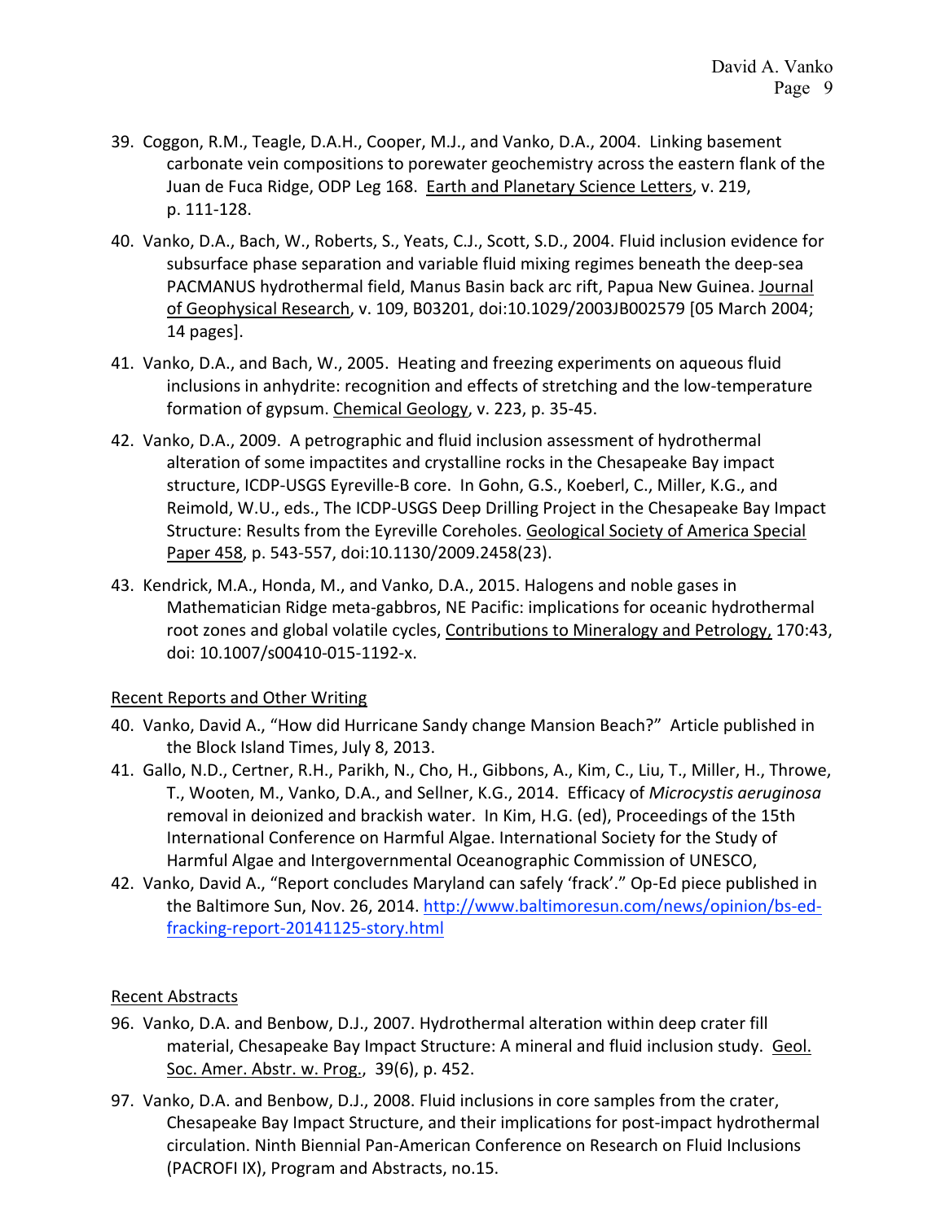39. Coggon, R.M., Teagle, D.A.H., Cooper, M.J., and Vanko, D.A., 2004. Linking basement carbonate vein compositions to porewater geochemistry across the eastern flank of the Juan de Fuca Ridge, ODP Leg 168. Earth and Planetary Science Letters, v. 219, p. 111-128.

40. Vanko, D.A., Bach, W., Roberts, S., Yeats, C.J., Scott, S.D., 2004. Fluid inclusion evidence for subsurface phase separation and variable fluid mixing regimes beneath the deep-sea PACMANUS hydrothermal field, Manus Basin back arc rift, Papua New Guinea. Journal of Geophysical Research, v. 109, B03201, doi:10.1029/2003JB002579 [05 March 2004; 14 pages].

41. Vanko, D.A., and Bach, W., 2005. Heating and freezing experiments on aqueous fluid inclusions in anhydrite: recognition and effects of stretching and the low-temperature formation of gypsum. Chemical Geology, v. 223, p. 35-45.

42. Vanko, D.A., 2009. A petrographic and fluid inclusion assessment of hydrothermal alteration of some impactites and crystalline rocks in the Chesapeake Bay impact structure, ICDP-USGS Eyreville-B core. In Gohn, G.S., Koeberl, C., Miller, K.G., and Reimold, W.U., eds., The ICDP-USGS Deep Drilling Project in the Chesapeake Bay Impact Structure: Results from the Eyreville Coreholes. Geological Society of America Special Paper 458, p. 543-557, doi:10.1130/2009.2458(23).

43. Kendrick, M.A., Honda, M., and Vanko, D.A., 2015. Halogens and noble gases in Mathematician Ridge meta-gabbros, NE Pacific: implications for oceanic hydrothermal root zones and global volatile cycles, Contributions to Mineralogy and Petrology, 170:43, doi: 10.1007/s00410-015-1192-x.

Recent Reports and Other Writing

40. Vanko, David A., "How did Hurricane Sandy change Mansion Beach?" Article published in the Block Island Times, July 8, 2013.
41. Gallo, N.D., Certner, R.H., Parikh, N., Cho, H., Gibbons, A., Kim, C., Liu, T., Miller, H., Throwe, T., Wooten, M., Vanko, D.A., and Sellner, K.G., 2014. Efficacy of *Microcystis aeruginosa* removal in deionized and brackish water. In Kim, H.G. (ed), Proceedings of the 15th International Conference on Harmful Algae. International Society for the Study of Harmful Algae and Intergovernmental Oceanographic Commission of UNESCO,
42. Vanko, David A., "Report concludes Maryland can safely 'frack'." Op-Ed piece published in the Baltimore Sun, Nov. 26, 2014. http://www.baltimoresun.com/news/opinion/bs-ed-fracking-report-20141125-story.html

Recent Abstracts

96. Vanko, D.A. and Benbow, D.J., 2007. Hydrothermal alteration within deep crater fill material, Chesapeake Bay Impact Structure: A mineral and fluid inclusion study. Geol. Soc. Amer. Abstr. w. Prog., 39(6), p. 452.

97. Vanko, D.A. and Benbow, D.J., 2008. Fluid inclusions in core samples from the crater, Chesapeake Bay Impact Structure, and their implications for post-impact hydrothermal circulation. Ninth Biennial Pan-American Conference on Research on Fluid Inclusions (PACROFI IX), Program and Abstracts, no.15.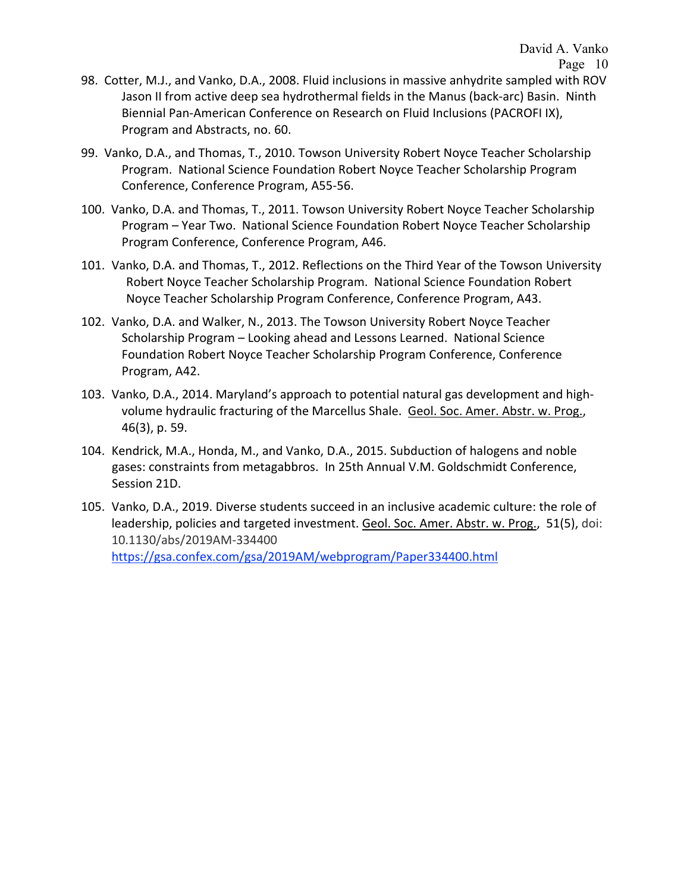98. Cotter, M.J., and Vanko, D.A., 2008. Fluid inclusions in massive anhydrite sampled with ROV Jason II from active deep sea hydrothermal fields in the Manus (back-arc) Basin. Ninth Biennial Pan-American Conference on Research on Fluid Inclusions (PACROFI IX), Program and Abstracts, no. 60.

99. Vanko, D.A., and Thomas, T., 2010. Towson University Robert Noyce Teacher Scholarship Program. National Science Foundation Robert Noyce Teacher Scholarship Program Conference, Conference Program, A55-56.

100. Vanko, D.A. and Thomas, T., 2011. Towson University Robert Noyce Teacher Scholarship Program – Year Two. National Science Foundation Robert Noyce Teacher Scholarship Program Conference, Conference Program, A46.

101. Vanko, D.A. and Thomas, T., 2012. Reflections on the Third Year of the Towson University Robert Noyce Teacher Scholarship Program. National Science Foundation Robert Noyce Teacher Scholarship Program Conference, Conference Program, A43.

102. Vanko, D.A. and Walker, N., 2013. The Towson University Robert Noyce Teacher Scholarship Program – Looking ahead and Lessons Learned. National Science Foundation Robert Noyce Teacher Scholarship Program Conference, Conference Program, A42.

103. Vanko, D.A., 2014. Maryland's approach to potential natural gas development and high-volume hydraulic fracturing of the Marcellus Shale. Geol. Soc. Amer. Abstr. w. Prog., 46(3), p. 59.

104. Kendrick, M.A., Honda, M., and Vanko, D.A., 2015. Subduction of halogens and noble gases: constraints from metagabbros. In 25th Annual V.M. Goldschmidt Conference, Session 21D.

105. Vanko, D.A., 2019. Diverse students succeed in an inclusive academic culture: the role of leadership, policies and targeted investment. Geol. Soc. Amer. Abstr. w. Prog., 51(5), doi: 10.1130/abs/2019AM-334400 https://gsa.confex.com/gsa/2019AM/webprogram/Paper334400.html